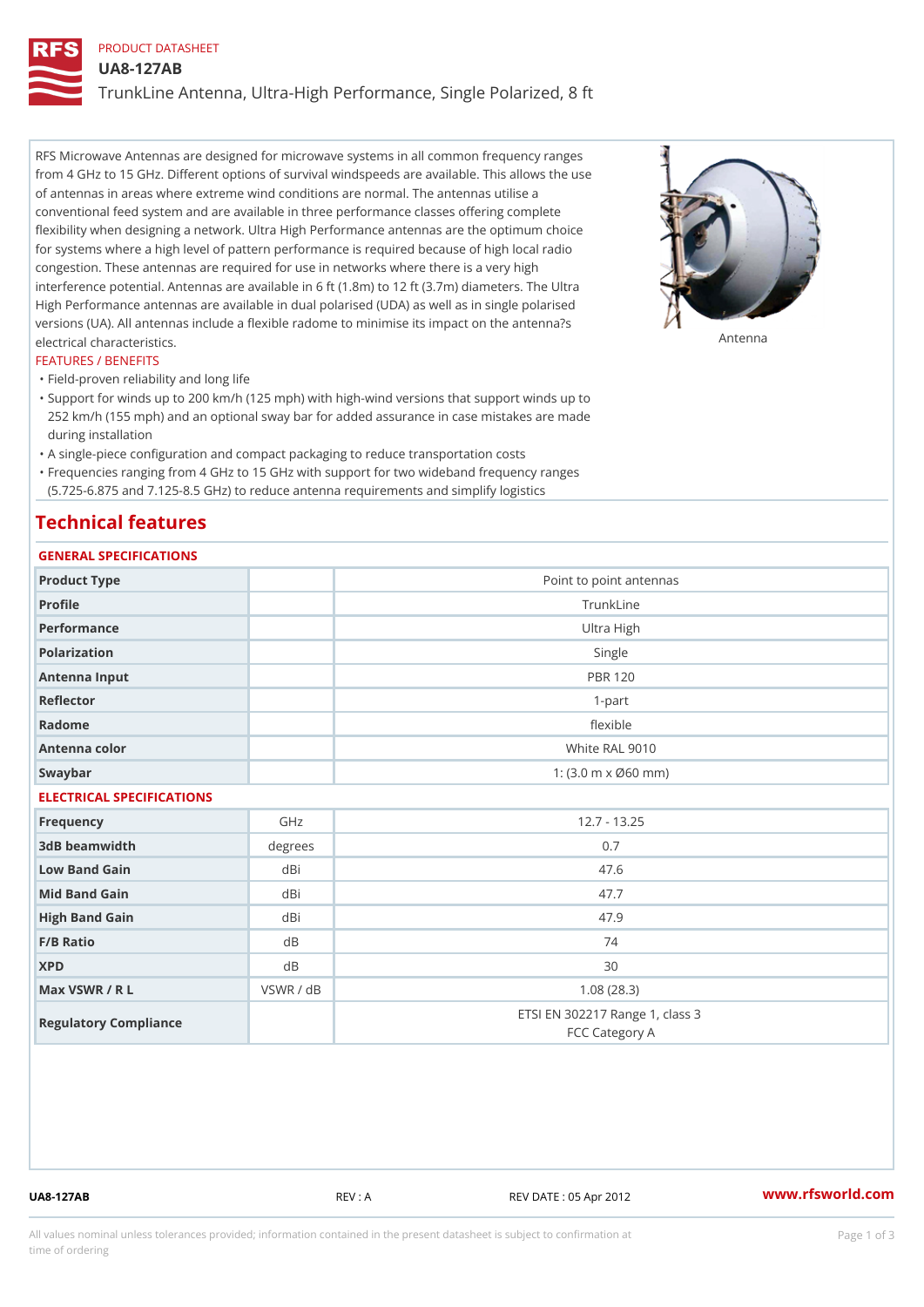PRODUCT DATASHEET

# UA8-127AB

## TrunkLine Antenna, Ultra-High Performance, Single Polarized, 8 ft

RFS Microwave Antennas are designed for microwave systems in all common frequency ranges from 4 GHz to 15 GHz. Different options of survival windspeeds are available. This allows the use of antennas in areas where extreme wind conditions are normal. The antennas utilise a conventional feed system and are available in three performance classes offering complete flexibility when designing a network. Ultra High Performance antennas are the optimum choice for systems where a high level of pattern performance is required because of high local radio congestion. These antennas are required for use in networks where there is a very high interference potential. Antennas are available in 6 ft (1.8m) to 12 ft (3.7m) diameters. The Ultra High Performance antennas are available in dual polarised (UDA) as well as in single polarised versions (UA). All antennas include a flexible radome to minimise its impact on the antenna?s electrical characteristics.

Antenna

### FEATURES / BENEFITS

- Field-proven reliability and long life
- Support for winds up to 200 km/h (125 mph) with high-wind versions that support winds up to 252 km/h (155 mph) and an optional sway bar for added assurance in case mistakes are made during installation
- A single-piece configuration and compact packaging to reduce transportation costs
- Frequencies ranging from 4 GHz to 15 GHz with support for two wideband frequency ranges (5.725-6.875 and 7.125-8.5 GHz) to reduce antenna requirements and simplify logistics

## Technical features

### GENERAL SPECIFICATIONS

| | | |
|---|---|---|
| Product Type | | Point to point antennas |
| Profile | | TrunkLine |
| Performance | | Ultra High |
| Polarization | | Single |
| Antenna Input | | PBR 120 |
| Reflector | | 1-part |
| Radome | | flexible |
| Antenna color | | White RAL 9010 |
| Swaybar | | 1: (3.0 m x Ø60 mm) |

### ELECTRICAL SPECIFICATIONS

| | | |
|---|---|---|
| Frequency | GHz | 12.7 - 13.25 |
| 3dB beamwidth | degrees | 0.7 |
| Low Band Gain | dBi | 47.6 |
| Mid Band Gain | dBi | 47.7 |
| High Band Gain | dBi | 47.9 |
| F/B Ratio | dB | 74 |
| XPD | dB | 30 |
| Max VSWR / R L | VSWR / dB | 1.08 (28.3) |
| Regulatory Compliance | | ETSI EN 302217 Range 1, class 3<br>FCC Category A |

UA8-127AB REV : A REV DATE : 05 Apr 2012 www.rfsworld.com

All values nominal unless tolerances provided; information contained in the present datasheet is subject to confirmation at time of ordering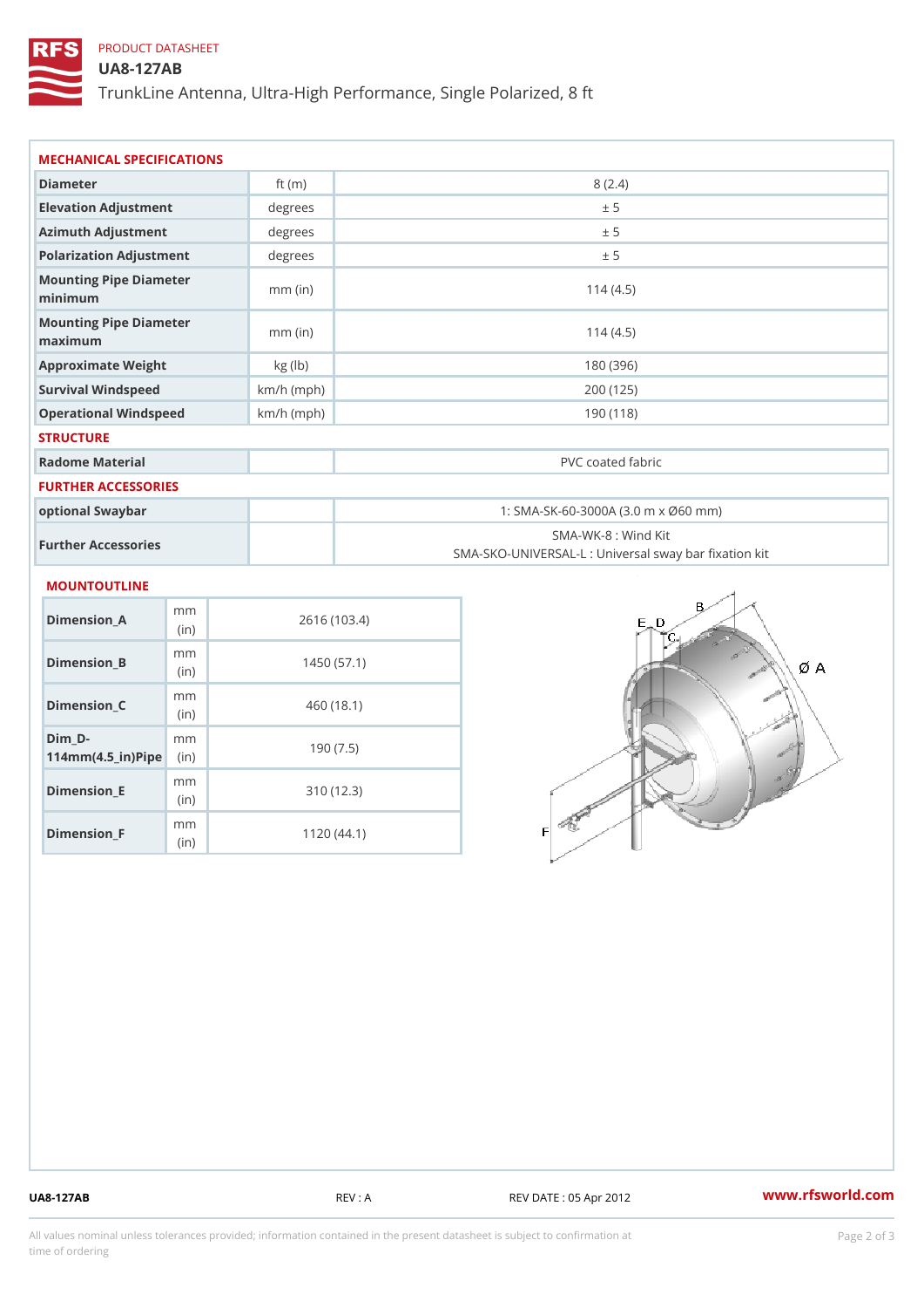PRODUCT DATASHEET

# UA8-127AB

TrunkLine Antenna, Ultra-High Performance, Single Polarized, 8 ft

## MECHANICAL SPECIFICATIONS

| | | |
|---|---|---|
| Diameter | ft (m) | 8 (2.4) |
| Elevation Adjustment | degrees | ± 5 |
| Azimuth Adjustment | degrees | ± 5 |
| Polarization Adjustment | degrees | ± 5 |
| Mounting Pipe Diameter minimum | mm (in) | 114 (4.5) |
| Mounting Pipe Diameter maximum | mm (in) | 114 (4.5) |
| Approximate Weight | kg (lb) | 180 (396) |
| Survival Windspeed | km/h (mph) | 200 (125) |
| Operational Windspeed | km/h (mph) | 190 (118) |

## STRUCTURE

| | | |
|---|---|---|
| Radome Material | | PVC coated fabric |

## FURTHER ACCESSORIES

| | | |
|---|---|---|
| optional Swaybar | | 1: SMA-SK-60-3000A (3.0 m x Ø60 mm) |
| Further Accessories | | SMA-WK-8 : Wind Kit<br>SMA-SKO-UNIVERSAL-L : Universal sway bar fixation kit |

## MOUNTOUTLINE

| | | |
|---|---|---|
| Dimension_A | mm (in) | 2616 (103.4) |
| Dimension_B | mm (in) | 1450 (57.1) |
| Dimension_C | mm (in) | 460 (18.1) |
| Dim_D-114mm(4.5_in)Pipe | mm (in) | 190 (7.5) |
| Dimension_E | mm (in) | 310 (12.3) |
| Dimension_F | mm (in) | 1120 (44.1) |

UA8-127AB REV : A REV DATE : 05 Apr 2012 www.rfsworld.com

All values nominal unless tolerances provided; information contained in the present datasheet is subject to confirmation at time of ordering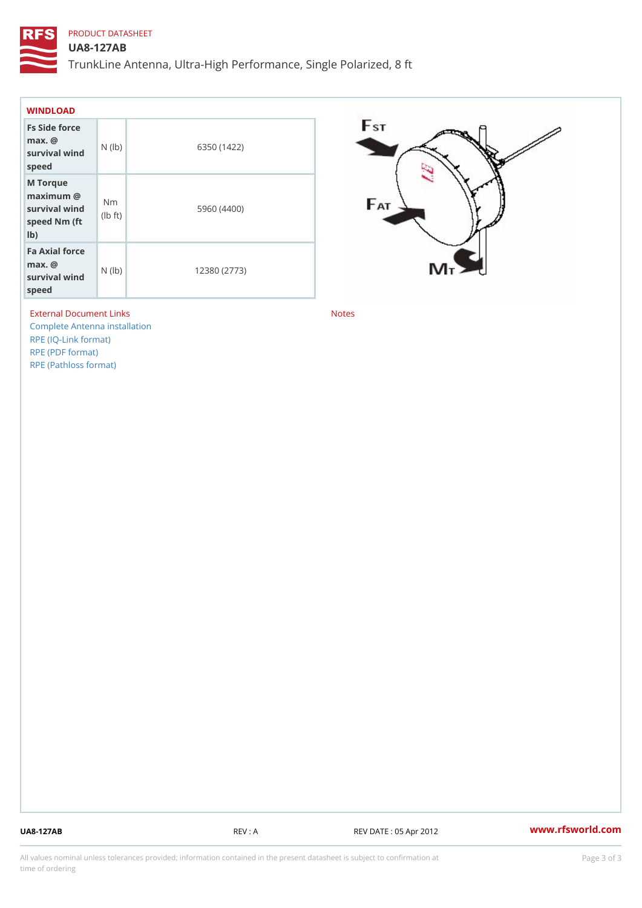PRODUCT DATASHEET

# UA8-127AB

TrunkLine Antenna, Ultra-High Performance, Single Polarized, 8 ft

## WINDLOAD

| | | |
|---|---|---|
| Fs Side force max. @ survival wind speed | N (lb) | 6350 (1422) |
| M Torque maximum @ survival wind speed Nm (ft lb) | Nm (lb ft) | 5960 (4400) |
| Fa Axial force max. @ survival wind speed | N (lb) | 12380 (2773) |

FST

FAT

MT

External Document Links

Complete Antenna installation

RPE (IQ-Link format)

RPE (PDF format)

RPE (Pathloss format)

Notes

UA8-127AB REV : A REV DATE : 05 Apr 2012 www.rfsworld.com

All values nominal unless tolerances provided; information contained in the present datasheet is subject to confirmation at time of ordering